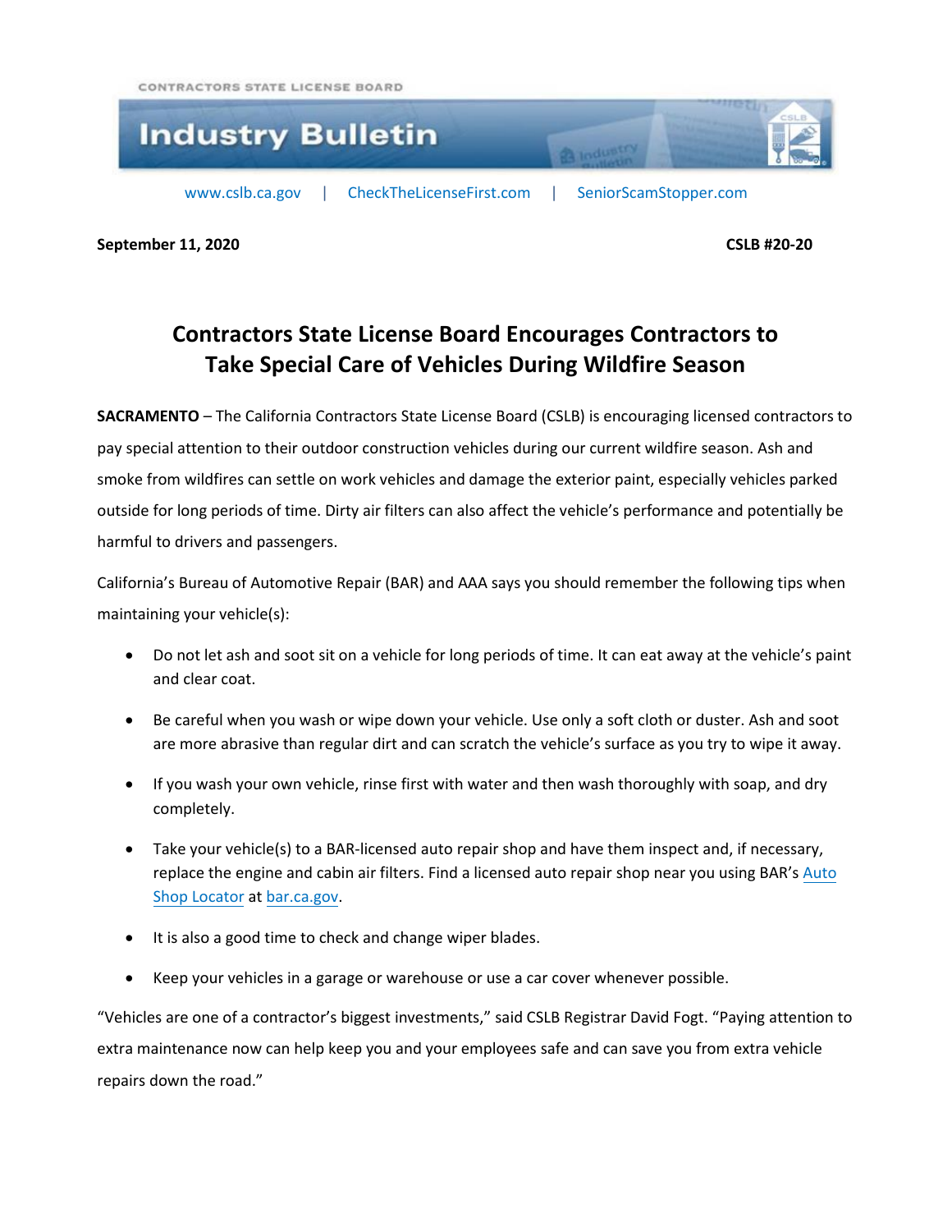CONTRACTORS STATE LICENSE BOARD

# Industry Bulletin

www.cslb.ca.gov | CheckTheLicenseFirst.com | SeniorScamStopper.com

**September 11, 2020** **CSLB #20-20**

## Contractors State License Board Encourages Contractors to Take Special Care of Vehicles During Wildfire Season

**SACRAMENTO** – The California Contractors State License Board (CSLB) is encouraging licensed contractors to pay special attention to their outdoor construction vehicles during our current wildfire season. Ash and smoke from wildfires can settle on work vehicles and damage the exterior paint, especially vehicles parked outside for long periods of time. Dirty air filters can also affect the vehicle's performance and potentially be harmful to drivers and passengers.

California's Bureau of Automotive Repair (BAR) and AAA says you should remember the following tips when maintaining your vehicle(s):

- Do not let ash and soot sit on a vehicle for long periods of time. It can eat away at the vehicle's paint and clear coat.
- Be careful when you wash or wipe down your vehicle. Use only a soft cloth or duster. Ash and soot are more abrasive than regular dirt and can scratch the vehicle's surface as you try to wipe it away.
- If you wash your own vehicle, rinse first with water and then wash thoroughly with soap, and dry completely.
- Take your vehicle(s) to a BAR-licensed auto repair shop and have them inspect and, if necessary, replace the engine and cabin air filters. Find a licensed auto repair shop near you using BAR's Auto Shop Locator at bar.ca.gov.
- It is also a good time to check and change wiper blades.
- Keep your vehicles in a garage or warehouse or use a car cover whenever possible.

"Vehicles are one of a contractor's biggest investments," said CSLB Registrar David Fogt. "Paying attention to extra maintenance now can help keep you and your employees safe and can save you from extra vehicle repairs down the road."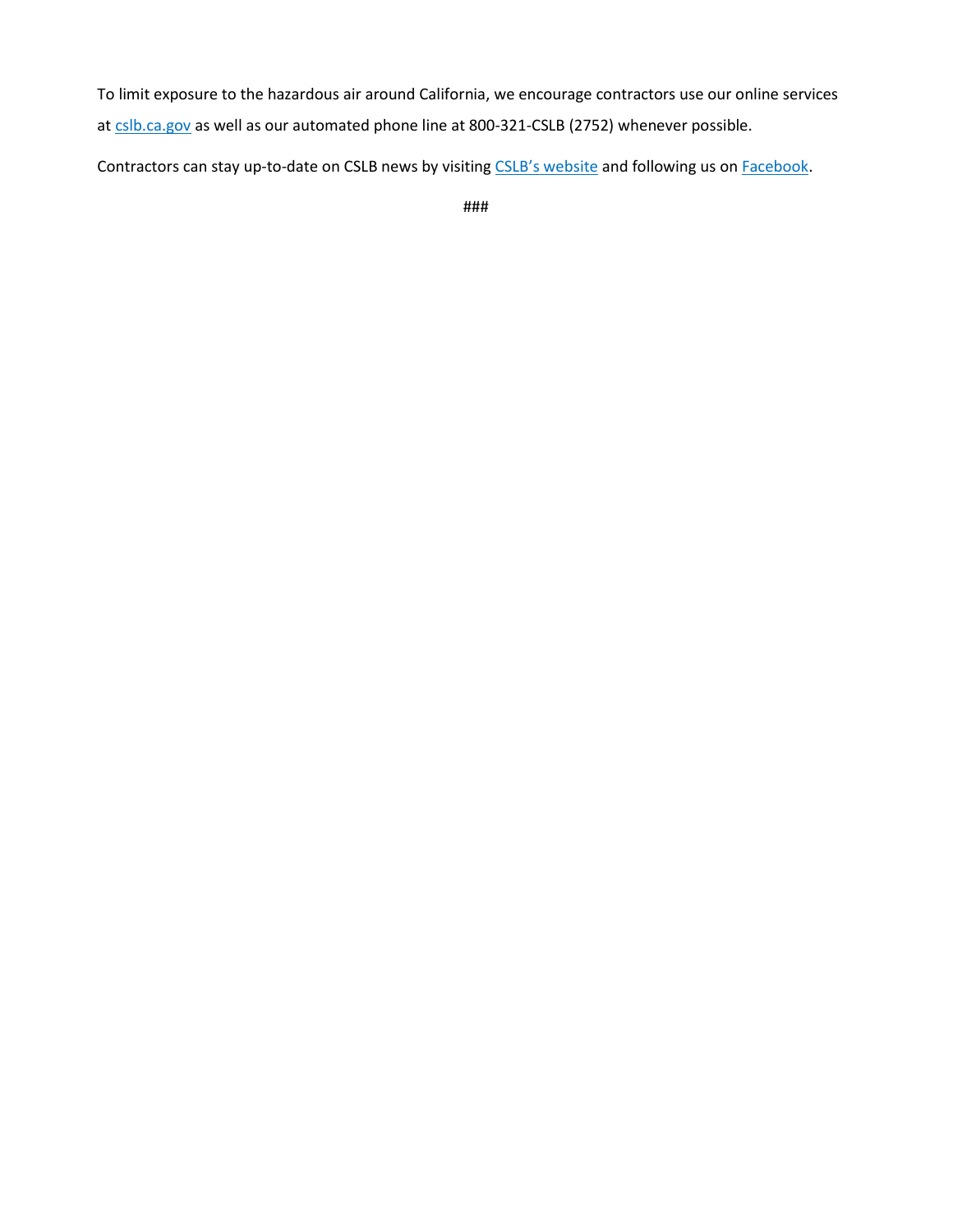To limit exposure to the hazardous air around California, we encourage contractors use our online services at cslb.ca.gov as well as our automated phone line at 800-321-CSLB (2752) whenever possible.

Contractors can stay up-to-date on CSLB news by visiting CSLB's website and following us on Facebook.

###